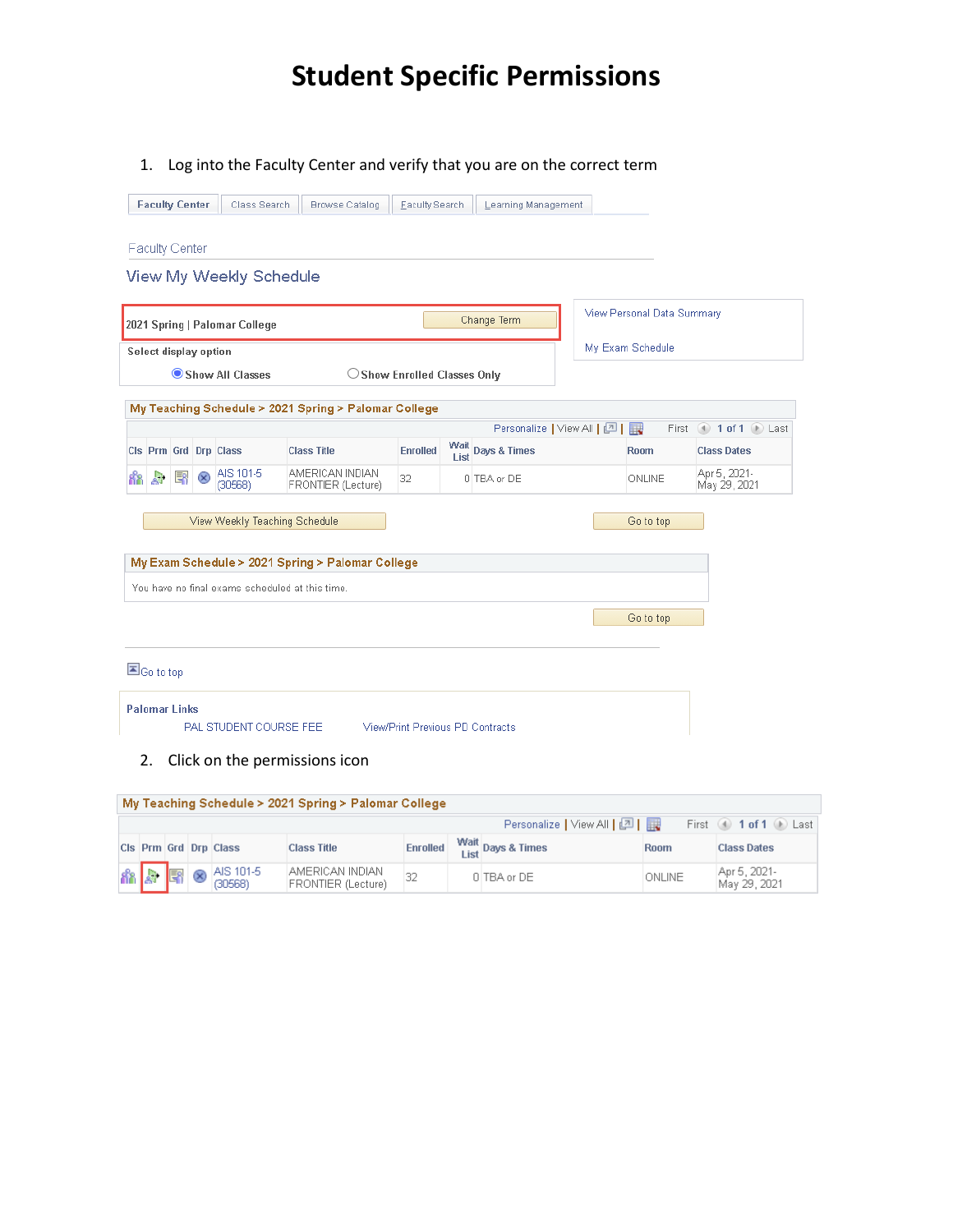# Student Specific Permissions

1. Log into the Faculty Center and verify that you are on the correct term

Faculty Center | Class Search | Browse Catalog | Faculty Search | Learning Management

Faculty Center

View My Weekly Schedule

2021 Spring | Palomar College — Change Term

Select display option

- Show All Classes
- Show Enrolled Classes Only

View Personal Data Summary

My Exam Schedule

**My Teaching Schedule > 2021 Spring > Palomar College**

Personalize | View All | First 1 of 1 Last

| Cls | Prm | Grd | Drp | Class | Class Title | Enrolled | Wait List | Days & Times | Room | Class Dates |
|---|---|---|---|---|---|---|---|---|---|---|
| | | | | AIS 101-5 (30568) | AMERICAN INDIAN FRONTIER (Lecture) | 32 | 0 | TBA or DE | ONLINE | Apr 5, 2021- May 29, 2021 |

View Weekly Teaching Schedule — Go to top

**My Exam Schedule > 2021 Spring > Palomar College**

You have no final exams scheduled at this time.

Go to top

Go to top

**Palomar Links**

PAL STUDENT COURSE FEE — View/Print Previous PD Contracts

2. Click on the permissions icon

**My Teaching Schedule > 2021 Spring > Palomar College**

Personalize | View All | First 1 of 1 Last

| Cls | Prm | Grd | Drp | Class | Class Title | Enrolled | Wait List | Days & Times | Room | Class Dates |
|---|---|---|---|---|---|---|---|---|---|---|
| | | | | AIS 101-5 (30568) | AMERICAN INDIAN FRONTIER (Lecture) | 32 | 0 | TBA or DE | ONLINE | Apr 5, 2021- May 29, 2021 |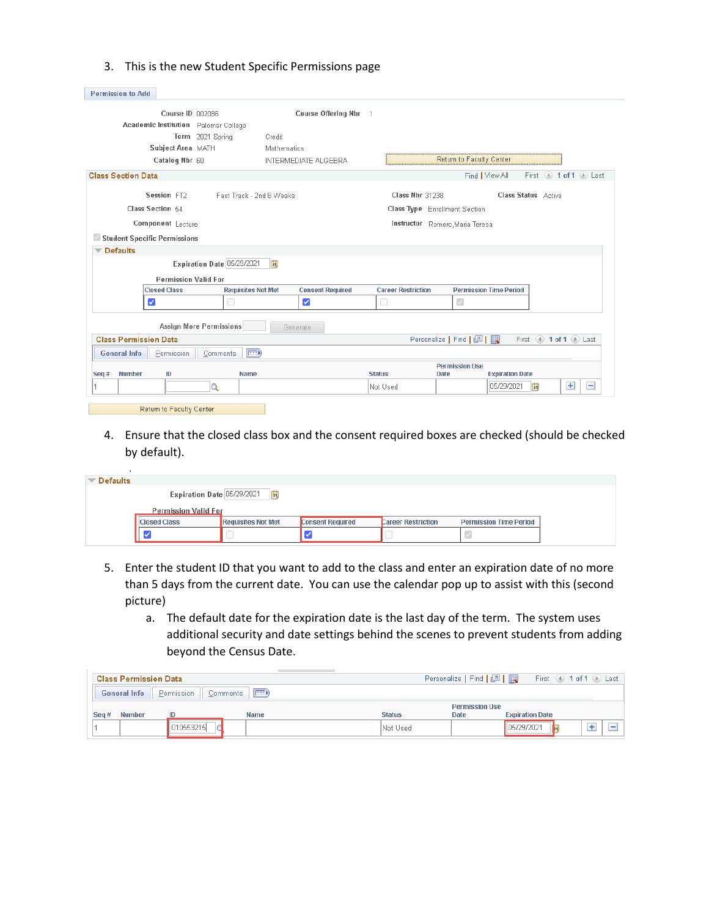3. This is the new Student Specific Permissions page

Permission to Add

Course ID 002086 Course Offering Nbr 1

Academic Institution Palomar College

Term 2021 Spring Credit

Subject Area MATH Mathematics

Catalog Nbr 60 INTERMEDIATE ALGEBRA

Return to Faculty Center

**Class Section Data** Find | View All First 1 of 1 Last

Session FT2 Fast Track - 2nd 8 Weeks Class Nbr 31238 Class Status Active

Class Section 54 Class Type Enrollment Section

Component Lecture Instructor Romero,Maria Teresa

Student Specific Permissions

**Defaults**

Expiration Date 05/29/2021

Permission Valid For

| Closed Class | Requisites Not Met | Consent Required | Career Restriction | Permission Time Period |
|---|---|---|---|---|
| ☑ | ☐ | ☑ | ☐ | ☑ |

Assign More Permissions Generate

**Class Permission Data** Personalize | Find | First 1 of 1 Last

General Info | Permission | Comments

| Seq # | Number | ID | Name | Status | Permission Use Date | Expiration Date |
|---|---|---|---|---|---|---|
| 1 | | | | Not Used | | 05/29/2021 |

Return to Faculty Center

4. Ensure that the closed class box and the consent required boxes are checked (should be checked by default).

**Defaults**

Expiration Date 05/29/2021

Permission Valid For

| Closed Class | Requisites Not Met | Consent Required | Career Restriction | Permission Time Period |
|---|---|---|---|---|
| ☑ | ☐ | ☑ | ☐ | ☑ |

5. Enter the student ID that you want to add to the class and enter an expiration date of no more than 5 days from the current date. You can use the calendar pop up to assist with this (second picture)
   a. The default date for the expiration date is the last day of the term. The system uses additional security and date settings behind the scenes to prevent students from adding beyond the Census Date.

**Class Permission Data** Personalize | Find | First 1 of 1 Last

General Info | Permission | Comments

| Seq # | Number | ID | Name | Status | Permission Use Date | Expiration Date |
|---|---|---|---|---|---|---|
| 1 | | 010553215 | | Not Used | | 05/29/2021 |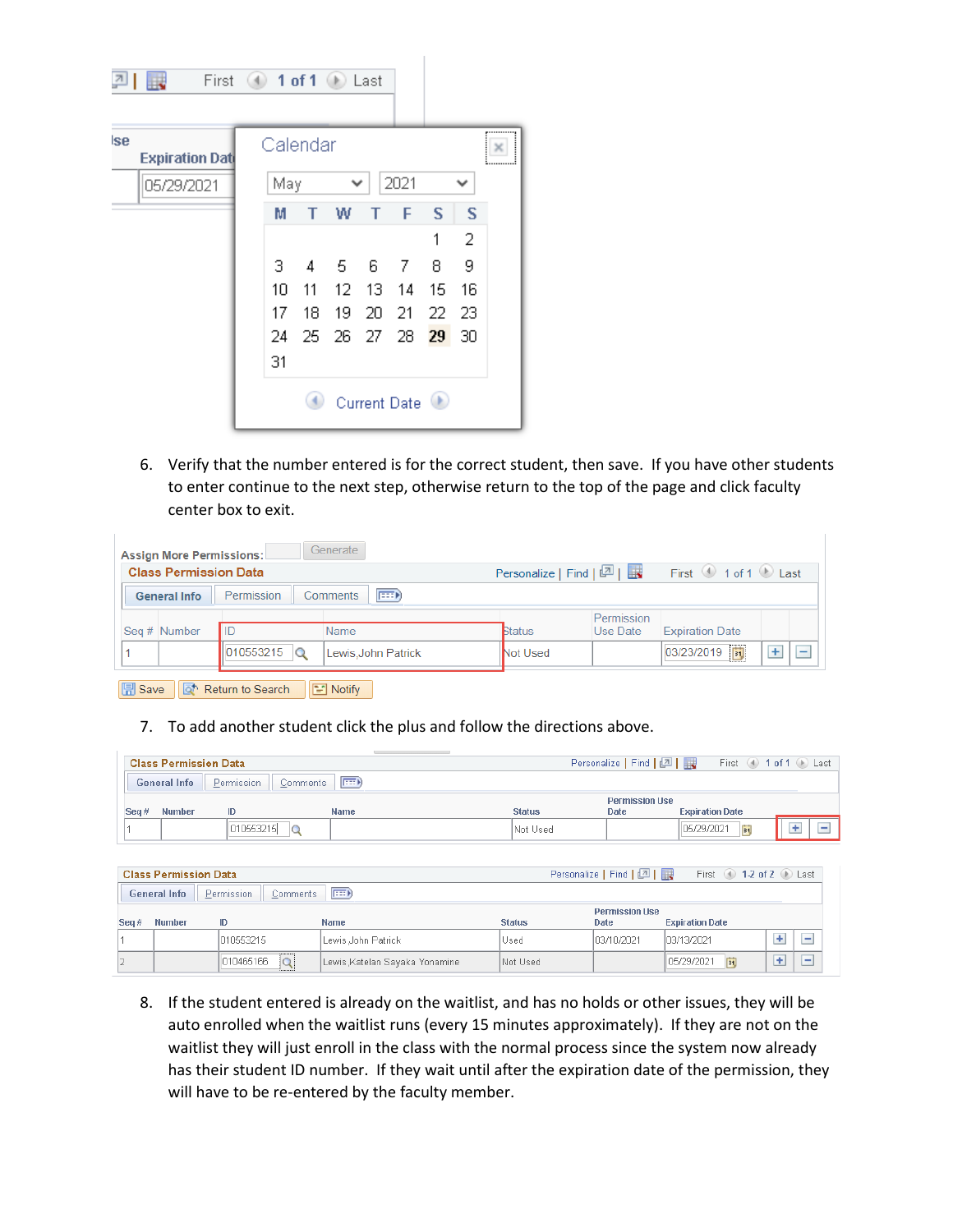6. Verify that the number entered is for the correct student, then save. If you have other students to enter continue to the next step, otherwise return to the top of the page and click faculty center box to exit.

7. To add another student click the plus and follow the directions above.

8. If the student entered is already on the waitlist, and has no holds or other issues, they will be auto enrolled when the waitlist runs (every 15 minutes approximately). If they are not on the waitlist they will just enroll in the class with the normal process since the system now already has their student ID number. If they wait until after the expiration date of the permission, they will have to be re-entered by the faculty member.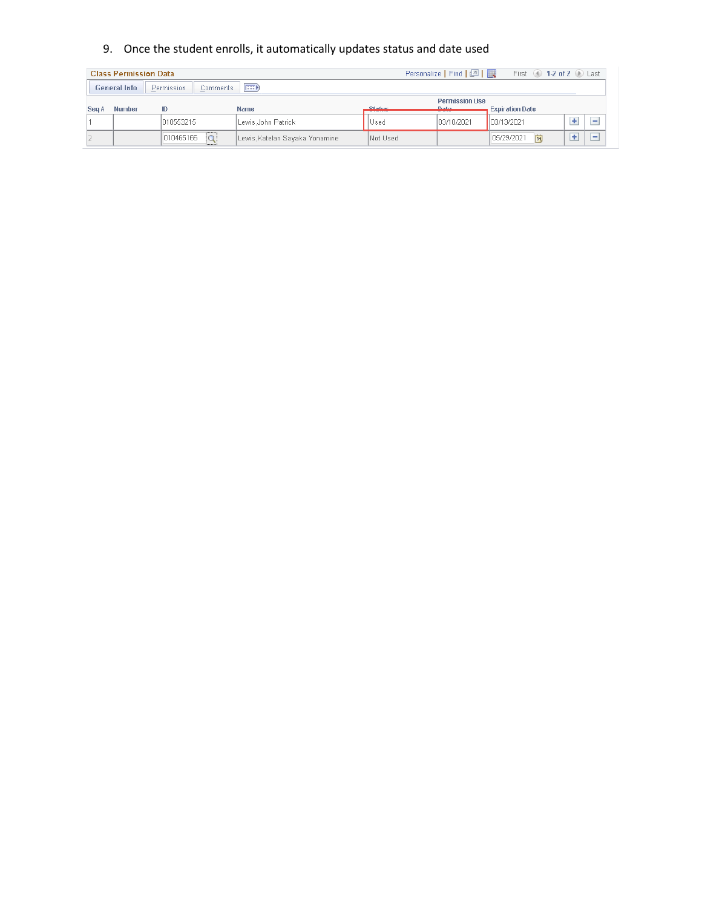9. Once the student enrolls, it automatically updates status and date used

**Class Permission Data** — Personalize | Find | First 1-2 of 2 Last

General Info | Permission | Comments

| Seq # | Number | ID | Name | Status | Permission Use Date | Expiration Date | | |
|---|---|---|---|---|---|---|---|---|
| 1 | | 010553215 | Lewis John Patrick | Used | 03/10/2021 | 03/13/2021 | + | − |
| 2 | | 010465166 | Lewis Katelan Sayaka Yonamine | Not Used | | 05/29/2021 | + | − |